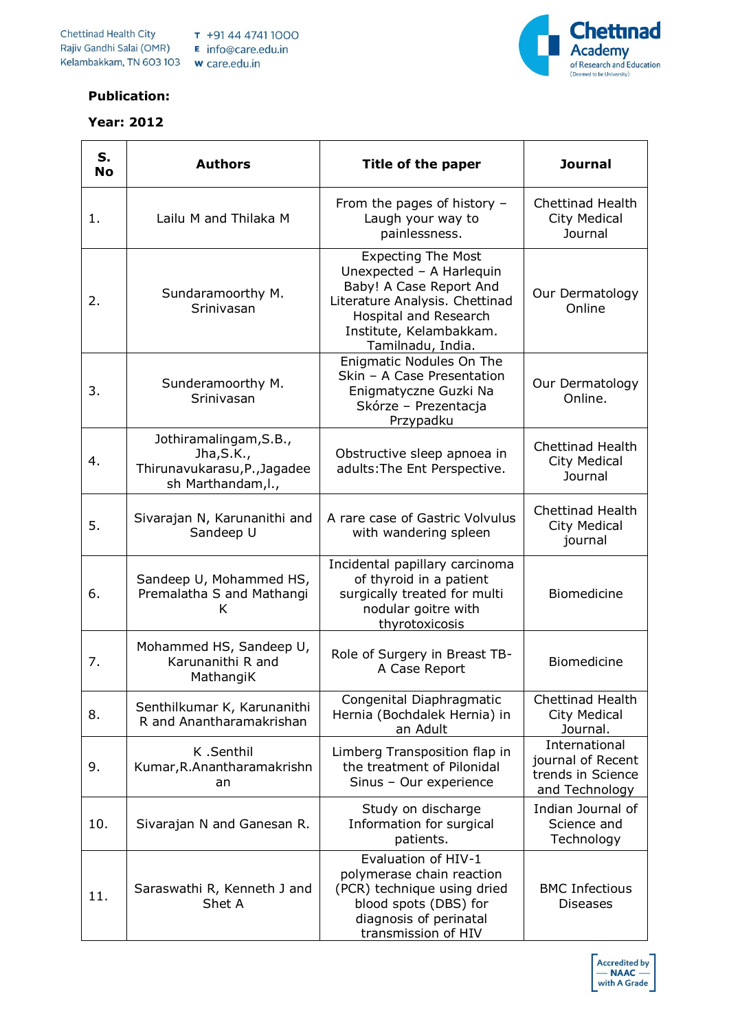**Publication:**

**Year: 2012**

| S. No | Authors | Title of the paper | Journal |
|---|---|---|---|
| 1. | Lailu M and Thilaka M | From the pages of history – Laugh your way to painlessness. | Chettinad Health City Medical Journal |
| 2. | Sundaramoorthy M. Srinivasan | Expecting The Most Unexpected – A Harlequin Baby! A Case Report And Literature Analysis. Chettinad Hospital and Research Institute, Kelambakkam. Tamilnadu, India. | Our Dermatology Online |
| 3. | Sunderamoorthy M. Srinivasan | Enigmatic Nodules On The Skin – A Case Presentation Enigmatyczne Guzki Na Skórze – Prezentacja Przypadku | Our Dermatology Online. |
| 4. | Jothiramalingam,S.B., Jha,S.K., Thirunavukarasu,P.,Jagadeesh Marthandam,l., | Obstructive sleep apnoea in adults:The Ent Perspective. | Chettinad Health City Medical Journal |
| 5. | Sivarajan N, Karunanithi and Sandeep U | A rare case of Gastric Volvulus with wandering spleen | Chettinad Health City Medical journal |
| 6. | Sandeep U, Mohammed HS, Premalatha S and Mathangi K | Incidental papillary carcinoma of thyroid in a patient surgically treated for multi nodular goitre with thyrotoxicosis | Biomedicine |
| 7. | Mohammed HS, Sandeep U, Karunanithi R and MathangiK | Role of Surgery in Breast TB- A Case Report | Biomedicine |
| 8. | Senthilkumar K, Karunanithi R and Anantharamakrishan | Congenital Diaphragmatic Hernia (Bochdalek Hernia) in an Adult | Chettinad Health City Medical Journal. |
| 9. | K .Senthil Kumar,R.Anantharamakrishnan | Limberg Transposition flap in the treatment of Pilonidal Sinus – Our experience | International journal of Recent trends in Science and Technology |
| 10. | Sivarajan N and Ganesan R. | Study on discharge Information for surgical patients. | Indian Journal of Science and Technology |
| 11. | Saraswathi R, Kenneth J and Shet A | Evaluation of HIV-1 polymerase chain reaction (PCR) technique using dried blood spots (DBS) for diagnosis of perinatal transmission of HIV | BMC Infectious Diseases |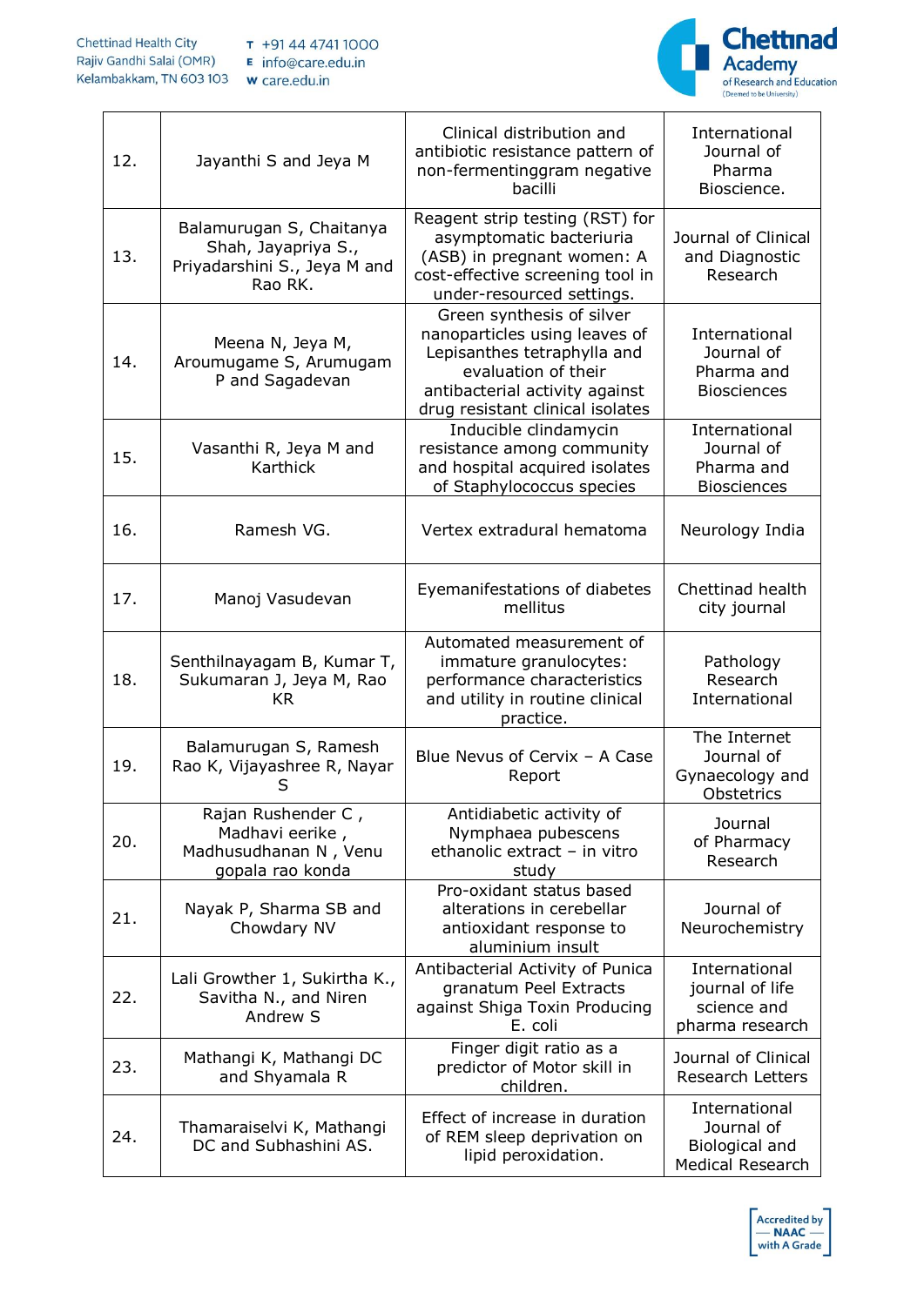| 12. | Jayanthi S and Jeya M | Clinical distribution and antibiotic resistance pattern of non-fermentinggram negative bacilli | International Journal of Pharma Bioscience. |
|---|---|---|---|
| 13. | Balamurugan S, Chaitanya Shah, Jayapriya S., Priyadarshini S., Jeya M and Rao RK. | Reagent strip testing (RST) for asymptomatic bacteriuria (ASB) in pregnant women: A cost-effective screening tool in under-resourced settings. | Journal of Clinical and Diagnostic Research |
| 14. | Meena N, Jeya M, Aroumugame S, Arumugam P and Sagadevan | Green synthesis of silver nanoparticles using leaves of Lepisanthes tetraphylla and evaluation of their antibacterial activity against drug resistant clinical isolates | International Journal of Pharma and Biosciences |
| 15. | Vasanthi R, Jeya M and Karthick | Inducible clindamycin resistance among community and hospital acquired isolates of Staphylococcus species | International Journal of Pharma and Biosciences |
| 16. | Ramesh VG. | Vertex extradural hematoma | Neurology India |
| 17. | Manoj Vasudevan | Eyemanifestations of diabetes mellitus | Chettinad health city journal |
| 18. | Senthilnayagam B, Kumar T, Sukumaran J, Jeya M, Rao KR | Automated measurement of immature granulocytes: performance characteristics and utility in routine clinical practice. | Pathology Research International |
| 19. | Balamurugan S, Ramesh Rao K, Vijayashree R, Nayar S | Blue Nevus of Cervix – A Case Report | The Internet Journal of Gynaecology and Obstetrics |
| 20. | Rajan Rushender C , Madhavi eerike , Madhusudhanan N , Venu gopala rao konda | Antidiabetic activity of Nymphaea pubescens ethanolic extract – in vitro study | Journal of Pharmacy Research |
| 21. | Nayak P, Sharma SB and Chowdary NV | Pro-oxidant status based alterations in cerebellar antioxidant response to aluminium insult | Journal of Neurochemistry |
| 22. | Lali Growther 1, Sukirtha K., Savitha N., and Niren Andrew S | Antibacterial Activity of Punica granatum Peel Extracts against Shiga Toxin Producing E. coli | International journal of life science and pharma research |
| 23. | Mathangi K, Mathangi DC and Shyamala R | Finger digit ratio as a predictor of Motor skill in children. | Journal of Clinical Research Letters |
| 24. | Thamaraiselvi K, Mathangi DC and Subhashini AS. | Effect of increase in duration of REM sleep deprivation on lipid peroxidation. | International Journal of Biological and Medical Research |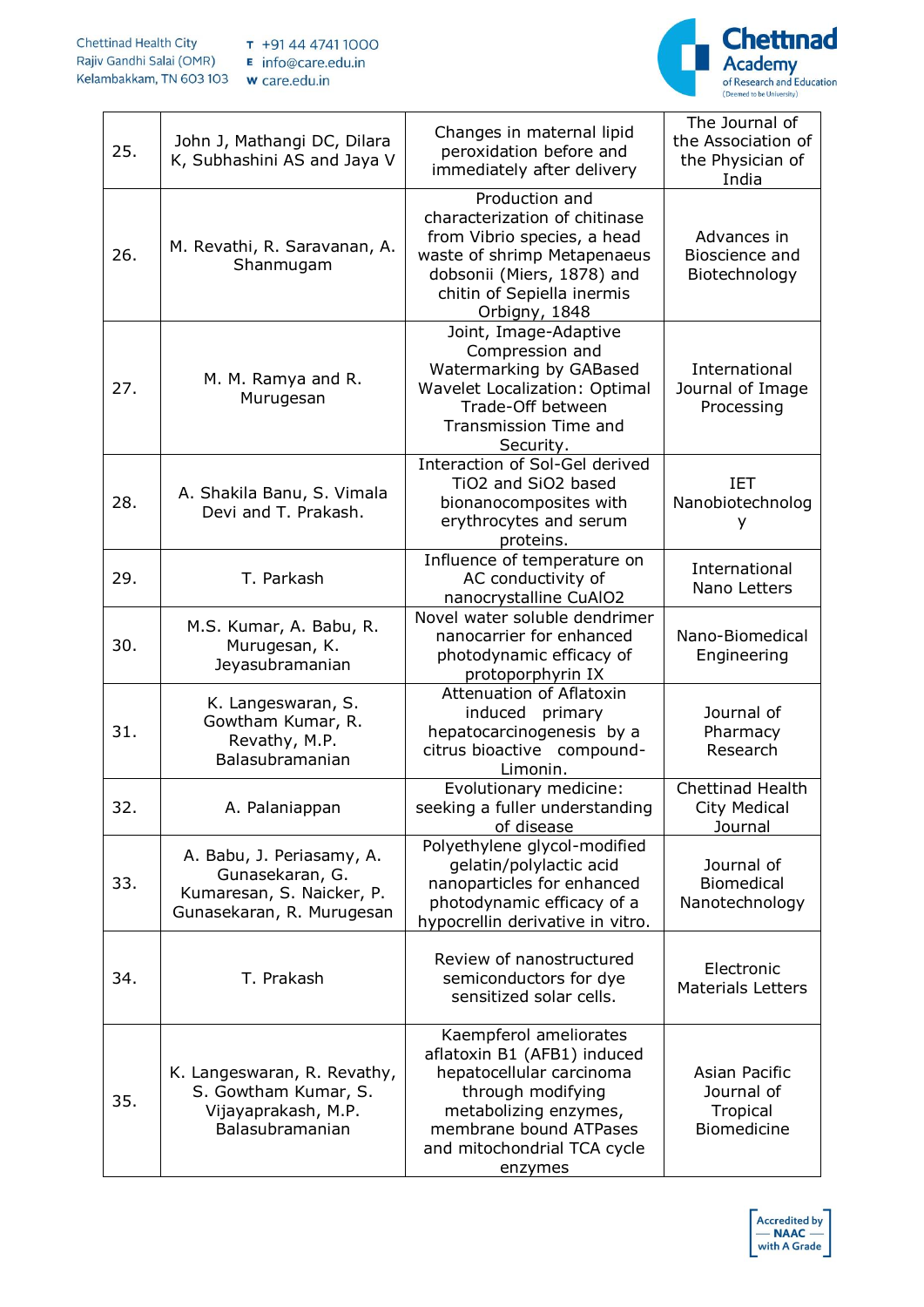| 25. | John J, Mathangi DC, Dilara K, Subhashini AS and Jaya V | Changes in maternal lipid peroxidation before and immediately after delivery | The Journal of the Association of the Physician of India |
|---|---|---|---|
| 26. | M. Revathi, R. Saravanan, A. Shanmugam | Production and characterization of chitinase from Vibrio species, a head waste of shrimp Metapenaeus dobsonii (Miers, 1878) and chitin of Sepiella inermis Orbigny, 1848 | Advances in Bioscience and Biotechnology |
| 27. | M. M. Ramya and R. Murugesan | Joint, Image-Adaptive Compression and Watermarking by GABased Wavelet Localization: Optimal Trade-Off between Transmission Time and Security. | International Journal of Image Processing |
| 28. | A. Shakila Banu, S. Vimala Devi and T. Prakash. | Interaction of Sol-Gel derived $TiO_2$ and $SiO_2$ based bionanocomposites with erythrocytes and serum proteins. | IET Nanobiotechnology |
| 29. | T. Parkash | Influence of temperature on AC conductivity of nanocrystalline $CuAlO_2$ | International Nano Letters |
| 30. | M.S. Kumar, A. Babu, R. Murugesan, K. Jeyasubramanian | Novel water soluble dendrimer nanocarrier for enhanced photodynamic efficacy of protoporphyrin IX | Nano-Biomedical Engineering |
| 31. | K. Langeswaran, S. Gowtham Kumar, R. Revathy, M.P. Balasubramanian | Attenuation of Aflatoxin induced primary hepatocarcinogenesis by a citrus bioactive compound-Limonin. | Journal of Pharmacy Research |
| 32. | A. Palaniappan | Evolutionary medicine: seeking a fuller understanding of disease | Chettinad Health City Medical Journal |
| 33. | A. Babu, J. Periasamy, A. Gunasekaran, G. Kumaresan, S. Naicker, P. Gunasekaran, R. Murugesan | Polyethylene glycol-modified gelatin/polylactic acid nanoparticles for enhanced photodynamic efficacy of a hypocrellin derivative in vitro. | Journal of Biomedical Nanotechnology |
| 34. | T. Prakash | Review of nanostructured semiconductors for dye sensitized solar cells. | Electronic Materials Letters |
| 35. | K. Langeswaran, R. Revathy, S. Gowtham Kumar, S. Vijayaprakash, M.P. Balasubramanian | Kaempferol ameliorates aflatoxin B1 (AFB1) induced hepatocellular carcinoma through modifying metabolizing enzymes, membrane bound ATPases and mitochondrial TCA cycle enzymes | Asian Pacific Journal of Tropical Biomedicine |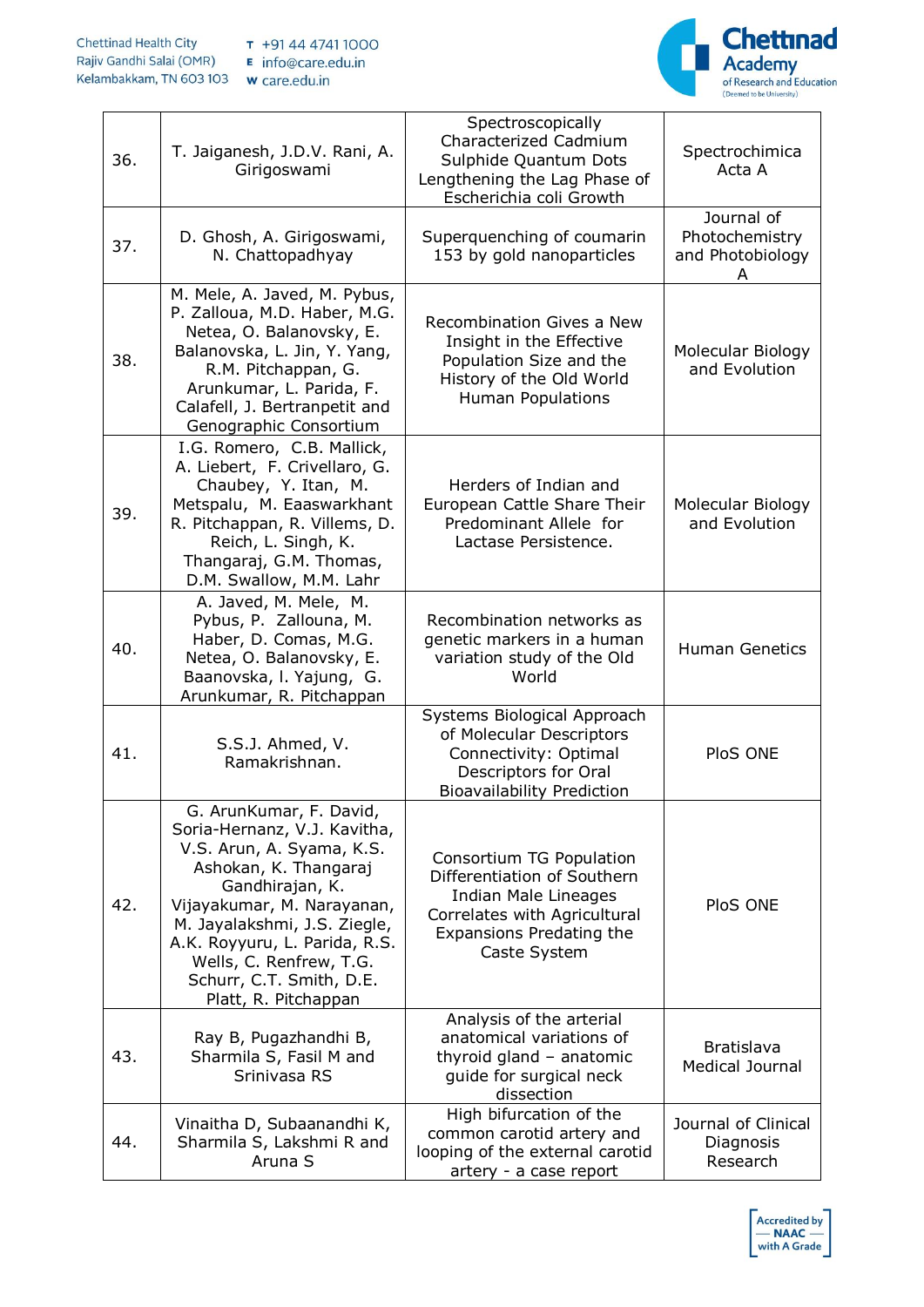| 36. | T. Jaiganesh, J.D.V. Rani, A. Girigoswami | Spectroscopically Characterized Cadmium Sulphide Quantum Dots Lengthening the Lag Phase of Escherichia coli Growth | Spectrochimica Acta A |
|---|---|---|---|
| 37. | D. Ghosh, A. Girigoswami, N. Chattopadhyay | Superquenching of coumarin 153 by gold nanoparticles | Journal of Photochemistry and Photobiology A |
| 38. | M. Mele, A. Javed, M. Pybus, P. Zalloua, M.D. Haber, M.G. Netea, O. Balanovsky, E. Balanovska, L. Jin, Y. Yang, R.M. Pitchappan, G. Arunkumar, L. Parida, F. Calafell, J. Bertranpetit and Genographic Consortium | Recombination Gives a New Insight in the Effective Population Size and the History of the Old World Human Populations | Molecular Biology and Evolution |
| 39. | I.G. Romero, C.B. Mallick, A. Liebert, F. Crivellaro, G. Chaubey, Y. Itan, M. Metspalu, M. Eaaswarkhant R. Pitchappan, R. Villems, D. Reich, L. Singh, K. Thangaraj, G.M. Thomas, D.M. Swallow, M.M. Lahr | Herders of Indian and European Cattle Share Their Predominant Allele for Lactase Persistence. | Molecular Biology and Evolution |
| 40. | A. Javed, M. Mele, M. Pybus, P. Zallouna, M. Haber, D. Comas, M.G. Netea, O. Balanovsky, E. Baanovska, l. Yajung, G. Arunkumar, R. Pitchappan | Recombination networks as genetic markers in a human variation study of the Old World | Human Genetics |
| 41. | S.S.J. Ahmed, V. Ramakrishnan. | Systems Biological Approach of Molecular Descriptors Connectivity: Optimal Descriptors for Oral Bioavailability Prediction | PloS ONE |
| 42. | G. ArunKumar, F. David, Soria-Hernanz, V.J. Kavitha, V.S. Arun, A. Syama, K.S. Ashokan, K. Thangaraj Gandhirajan, K. Vijayakumar, M. Narayanan, M. Jayalakshmi, J.S. Ziegle, A.K. Royyuru, L. Parida, R.S. Wells, C. Renfrew, T.G. Schurr, C.T. Smith, D.E. Platt, R. Pitchappan | Consortium TG Population Differentiation of Southern Indian Male Lineages Correlates with Agricultural Expansions Predating the Caste System | PloS ONE |
| 43. | Ray B, Pugazhandhi B, Sharmila S, Fasil M and Srinivasa RS | Analysis of the arterial anatomical variations of thyroid gland – anatomic guide for surgical neck dissection | Bratislava Medical Journal |
| 44. | Vinaitha D, Subaanandhi K, Sharmila S, Lakshmi R and Aruna S | High bifurcation of the common carotid artery and looping of the external carotid artery - a case report | Journal of Clinical Diagnosis Research |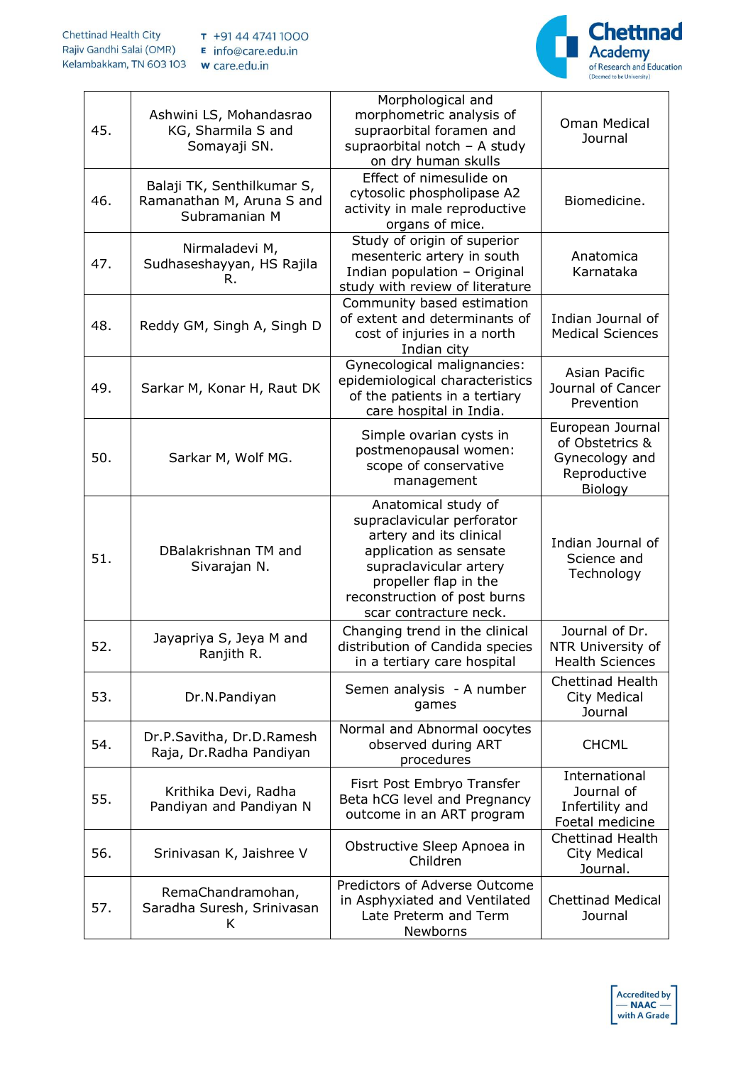| | | | |
|---|---|---|---|
| 45. | Ashwini LS, Mohandasrao KG, Sharmila S and Somayaji SN. | Morphological and morphometric analysis of supraorbital foramen and supraorbital notch – A study on dry human skulls | Oman Medical Journal |
| 46. | Balaji TK, Senthilkumar S, Ramanathan M, Aruna S and Subramanian M | Effect of nimesulide on cytosolic phospholipase A2 activity in male reproductive organs of mice. | Biomedicine. |
| 47. | Nirmaladevi M, Sudhaseshayyan, HS Rajila R. | Study of origin of superior mesenteric artery in south Indian population – Original study with review of literature | Anatomica Karnataka |
| 48. | Reddy GM, Singh A, Singh D | Community based estimation of extent and determinants of cost of injuries in a north Indian city | Indian Journal of Medical Sciences |
| 49. | Sarkar M, Konar H, Raut DK | Gynecological malignancies: epidemiological characteristics of the patients in a tertiary care hospital in India. | Asian Pacific Journal of Cancer Prevention |
| 50. | Sarkar M, Wolf MG. | Simple ovarian cysts in postmenopausal women: scope of conservative management | European Journal of Obstetrics & Gynecology and Reproductive Biology |
| 51. | DBalakrishnan TM and Sivarajan N. | Anatomical study of supraclavicular perforator artery and its clinical application as sensate supraclavicular artery propeller flap in the reconstruction of post burns scar contracture neck. | Indian Journal of Science and Technology |
| 52. | Jayapriya S, Jeya M and Ranjith R. | Changing trend in the clinical distribution of Candida species in a tertiary care hospital | Journal of Dr. NTR University of Health Sciences |
| 53. | Dr.N.Pandiyan | Semen analysis - A number games | Chettinad Health City Medical Journal |
| 54. | Dr.P.Savitha, Dr.D.Ramesh Raja, Dr.Radha Pandiyan | Normal and Abnormal oocytes observed during ART procedures | CHCML |
| 55. | Krithika Devi, Radha Pandiyan and Pandiyan N | Fisrt Post Embryo Transfer Beta hCG level and Pregnancy outcome in an ART program | International Journal of Infertility and Foetal medicine |
| 56. | Srinivasan K, Jaishree V | Obstructive Sleep Apnoea in Children | Chettinad Health City Medical Journal. |
| 57. | RemaChandramohan, Saradha Suresh, Srinivasan K | Predictors of Adverse Outcome in Asphyxiated and Ventilated Late Preterm and Term Newborns | Chettinad Medical Journal |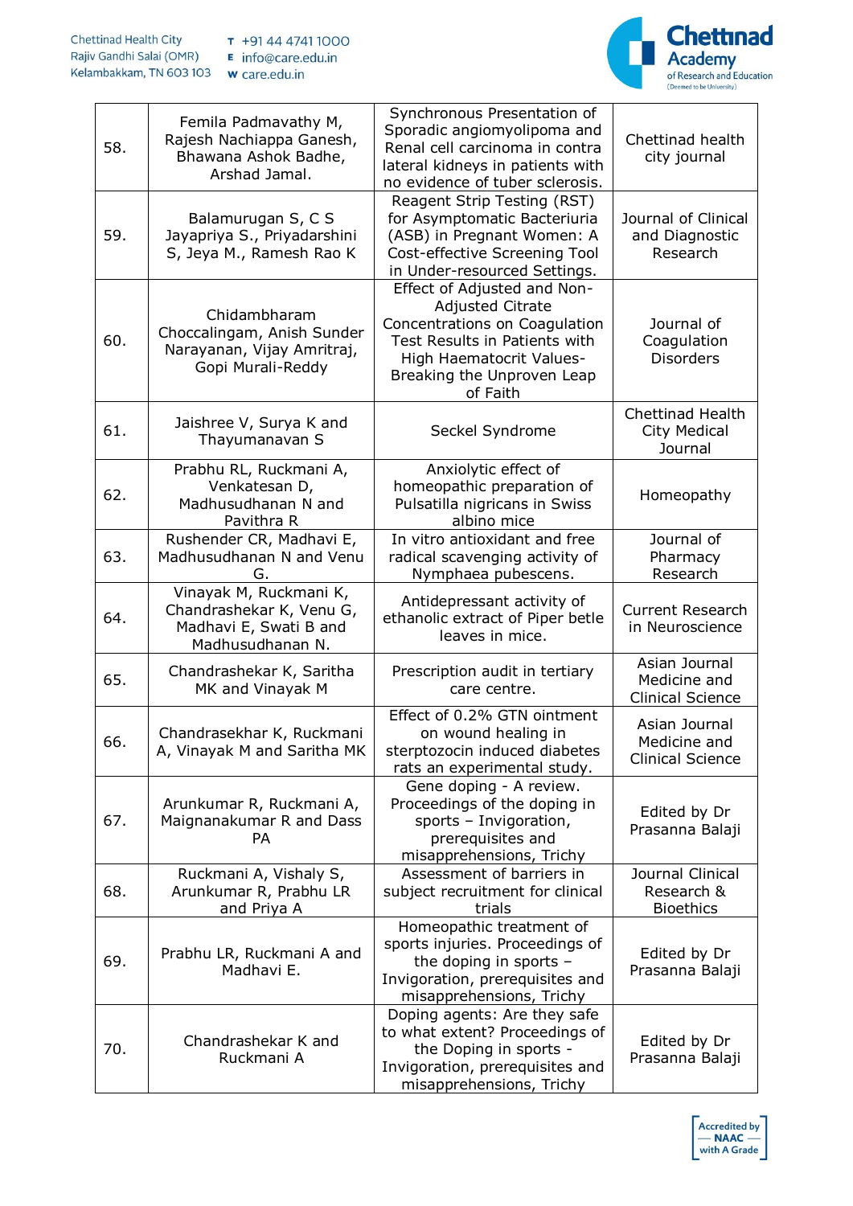| 58. | Femila Padmavathy M, Rajesh Nachiappa Ganesh, Bhawana Ashok Badhe, Arshad Jamal. | Synchronous Presentation of Sporadic angiomyolipoma and Renal cell carcinoma in contra lateral kidneys in patients with no evidence of tuber sclerosis. | Chettinad health city journal |
|---|---|---|---|
| 59. | Balamurugan S, C S Jayapriya S., Priyadarshini S, Jeya M., Ramesh Rao K | Reagent Strip Testing (RST) for Asymptomatic Bacteriuria (ASB) in Pregnant Women: A Cost-effective Screening Tool in Under-resourced Settings. | Journal of Clinical and Diagnostic Research |
| 60. | Chidambharam Choccalingam, Anish Sunder Narayanan, Vijay Amritraj, Gopi Murali-Reddy | Effect of Adjusted and Non-Adjusted Citrate Concentrations on Coagulation Test Results in Patients with High Haematocrit Values- Breaking the Unproven Leap of Faith | Journal of Coagulation Disorders |
| 61. | Jaishree V, Surya K and Thayumanavan S | Seckel Syndrome | Chettinad Health City Medical Journal |
| 62. | Prabhu RL, Ruckmani A, Venkatesan D, Madhusudhanan N and Pavithra R | Anxiolytic effect of homeopathic preparation of Pulsatilla nigricans in Swiss albino mice | Homeopathy |
| 63. | Rushender CR, Madhavi E, Madhusudhanan N and Venu G. | In vitro antioxidant and free radical scavenging activity of Nymphaea pubescens. | Journal of Pharmacy Research |
| 64. | Vinayak M, Ruckmani K, Chandrashekar K, Venu G, Madhavi E, Swati B and Madhusudhanan N. | Antidepressant activity of ethanolic extract of Piper betle leaves in mice. | Current Research in Neuroscience |
| 65. | Chandrashekar K, Saritha MK and Vinayak M | Prescription audit in tertiary care centre. | Asian Journal Medicine and Clinical Science |
| 66. | Chandrasekhar K, Ruckmani A, Vinayak M and Saritha MK | Effect of 0.2% GTN ointment on wound healing in sterptozocin induced diabetes rats an experimental study. | Asian Journal Medicine and Clinical Science |
| 67. | Arunkumar R, Ruckmani A, Maignanakumar R and Dass PA | Gene doping - A review. Proceedings of the doping in sports – Invigoration, prerequisites and misapprehensions, Trichy | Edited by Dr Prasanna Balaji |
| 68. | Ruckmani A, Vishaly S, Arunkumar R, Prabhu LR and Priya A | Assessment of barriers in subject recruitment for clinical trials | Journal Clinical Research & Bioethics |
| 69. | Prabhu LR, Ruckmani A and Madhavi E. | Homeopathic treatment of sports injuries. Proceedings of the doping in sports – Invigoration, prerequisites and misapprehensions, Trichy | Edited by Dr Prasanna Balaji |
| 70. | Chandrashekar K and Ruckmani A | Doping agents: Are they safe to what extent? Proceedings of the Doping in sports - Invigoration, prerequisites and misapprehensions, Trichy | Edited by Dr Prasanna Balaji |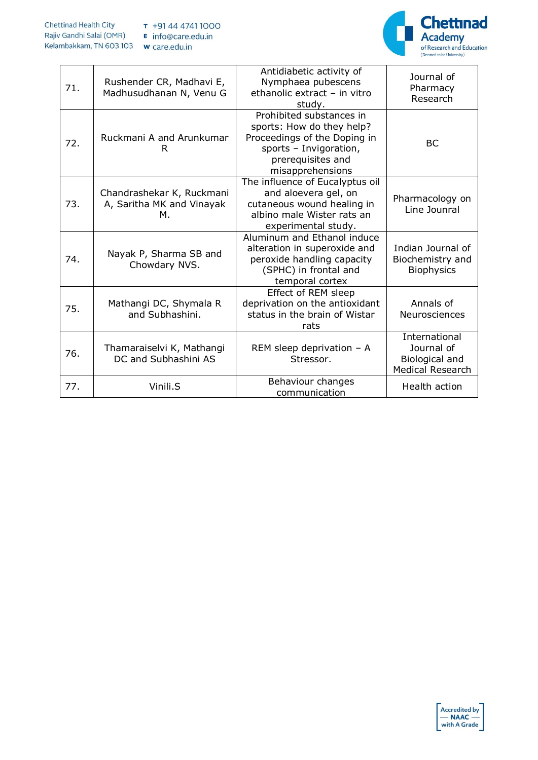| | | | |
|---|---|---|---|
| 71. | Rushender CR, Madhavi E, Madhusudhanan N, Venu G | Antidiabetic activity of Nymphaea pubescens ethanolic extract – in vitro study. | Journal of Pharmacy Research |
| 72. | Ruckmani A and Arunkumar R | Prohibited substances in sports: How do they help? Proceedings of the Doping in sports – Invigoration, prerequisites and misapprehensions | BC |
| 73. | Chandrashekar K, Ruckmani A, Saritha MK and Vinayak M. | The influence of Eucalyptus oil and aloevera gel, on cutaneous wound healing in albino male Wister rats an experimental study. | Pharmacology on Line Jounral |
| 74. | Nayak P, Sharma SB and Chowdary NVS. | Aluminum and Ethanol induce alteration in superoxide and peroxide handling capacity (SPHC) in frontal and temporal cortex | Indian Journal of Biochemistry and Biophysics |
| 75. | Mathangi DC, Shymala R and Subhashini. | Effect of REM sleep deprivation on the antioxidant status in the brain of Wistar rats | Annals of Neurosciences |
| 76. | Thamaraiselvi K, Mathangi DC and Subhashini AS | REM sleep deprivation – A Stressor. | International Journal of Biological and Medical Research |
| 77. | Vinili.S | Behaviour changes communication | Health action |